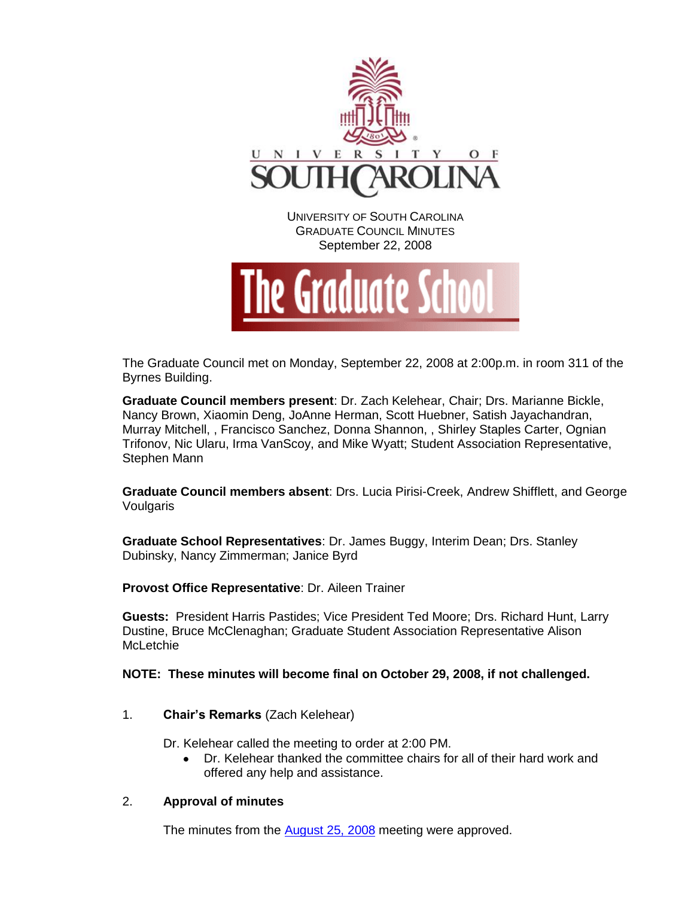UNIVERSITY OF SOUTH CAROLINA
GRADUATE COUNCIL MINUTES
September 22, 2008

The Graduate School

The Graduate Council met on Monday, September 22, 2008 at 2:00p.m. in room 311 of the Byrnes Building.

**Graduate Council members present**: Dr. Zach Kelehear, Chair; Drs. Marianne Bickle, Nancy Brown, Xiaomin Deng, JoAnne Herman, Scott Huebner, Satish Jayachandran, Murray Mitchell, , Francisco Sanchez, Donna Shannon, , Shirley Staples Carter, Ognian Trifonov, Nic Ularu, Irma VanScoy, and Mike Wyatt; Student Association Representative, Stephen Mann

**Graduate Council members absent**: Drs. Lucia Pirisi-Creek, Andrew Shifflett, and George Voulgaris

**Graduate School Representatives**: Dr. James Buggy, Interim Dean; Drs. Stanley Dubinsky, Nancy Zimmerman; Janice Byrd

**Provost Office Representative**: Dr. Aileen Trainer

**Guests:** President Harris Pastides; Vice President Ted Moore; Drs. Richard Hunt, Larry Dustine, Bruce McClenaghan; Graduate Student Association Representative Alison McLetchie

**NOTE: These minutes will become final on October 29, 2008, if not challenged.**

1. **Chair's Remarks** (Zach Kelehear)

   Dr. Kelehear called the meeting to order at 2:00 PM.
   - Dr. Kelehear thanked the committee chairs for all of their hard work and offered any help and assistance.

2. **Approval of minutes**

   The minutes from the August 25, 2008 meeting were approved.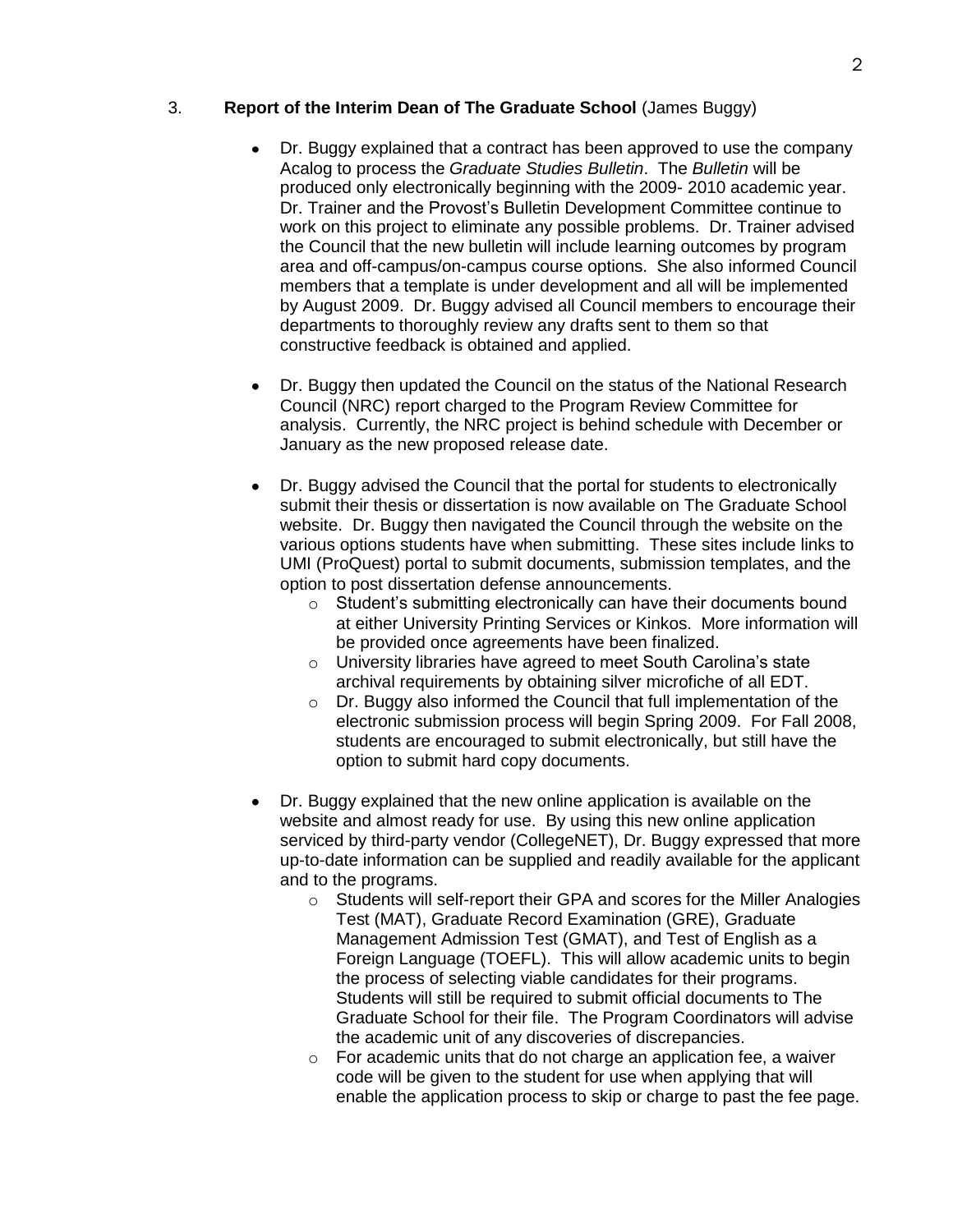3. **Report of the Interim Dean of The Graduate School** (James Buggy)

- Dr. Buggy explained that a contract has been approved to use the company Acalog to process the *Graduate Studies Bulletin*. The *Bulletin* will be produced only electronically beginning with the 2009- 2010 academic year. Dr. Trainer and the Provost's Bulletin Development Committee continue to work on this project to eliminate any possible problems. Dr. Trainer advised the Council that the new bulletin will include learning outcomes by program area and off-campus/on-campus course options. She also informed Council members that a template is under development and all will be implemented by August 2009. Dr. Buggy advised all Council members to encourage their departments to thoroughly review any drafts sent to them so that constructive feedback is obtained and applied.

- Dr. Buggy then updated the Council on the status of the National Research Council (NRC) report charged to the Program Review Committee for analysis. Currently, the NRC project is behind schedule with December or January as the new proposed release date.

- Dr. Buggy advised the Council that the portal for students to electronically submit their thesis or dissertation is now available on The Graduate School website. Dr. Buggy then navigated the Council through the website on the various options students have when submitting. These sites include links to UMI (ProQuest) portal to submit documents, submission templates, and the option to post dissertation defense announcements.
    - Student's submitting electronically can have their documents bound at either University Printing Services or Kinkos. More information will be provided once agreements have been finalized.
    - University libraries have agreed to meet South Carolina's state archival requirements by obtaining silver microfiche of all EDT.
    - Dr. Buggy also informed the Council that full implementation of the electronic submission process will begin Spring 2009. For Fall 2008, students are encouraged to submit electronically, but still have the option to submit hard copy documents.

- Dr. Buggy explained that the new online application is available on the website and almost ready for use. By using this new online application serviced by third-party vendor (CollegeNET), Dr. Buggy expressed that more up-to-date information can be supplied and readily available for the applicant and to the programs.
    - Students will self-report their GPA and scores for the Miller Analogies Test (MAT), Graduate Record Examination (GRE), Graduate Management Admission Test (GMAT), and Test of English as a Foreign Language (TOEFL). This will allow academic units to begin the process of selecting viable candidates for their programs. Students will still be required to submit official documents to The Graduate School for their file. The Program Coordinators will advise the academic unit of any discoveries of discrepancies.
    - For academic units that do not charge an application fee, a waiver code will be given to the student for use when applying that will enable the application process to skip or charge to past the fee page.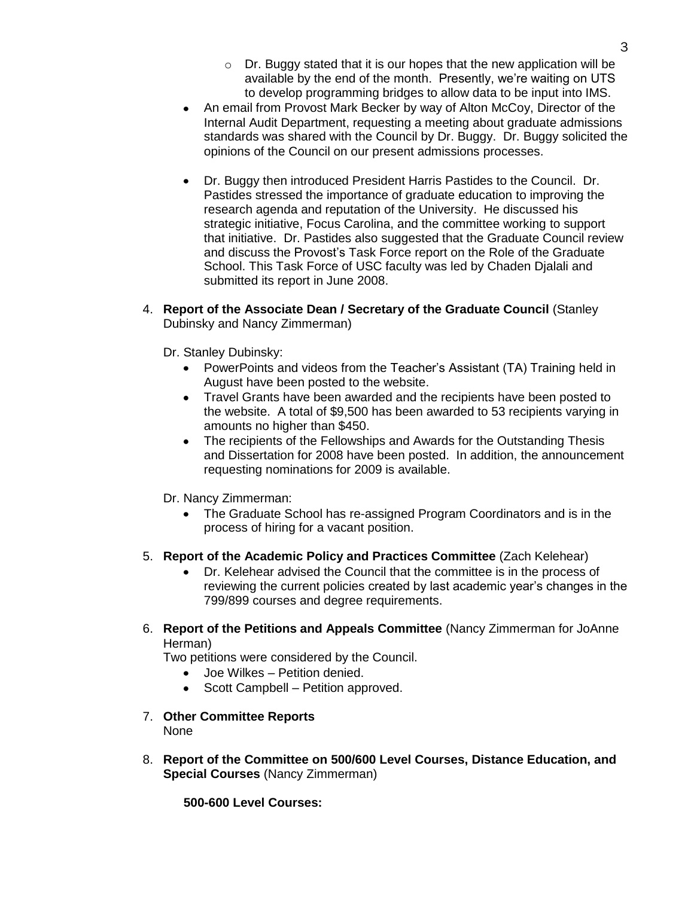- Dr. Buggy stated that it is our hopes that the new application will be available by the end of the month. Presently, we're waiting on UTS to develop programming bridges to allow data to be input into IMS.
- An email from Provost Mark Becker by way of Alton McCoy, Director of the Internal Audit Department, requesting a meeting about graduate admissions standards was shared with the Council by Dr. Buggy. Dr. Buggy solicited the opinions of the Council on our present admissions processes.

- Dr. Buggy then introduced President Harris Pastides to the Council. Dr. Pastides stressed the importance of graduate education to improving the research agenda and reputation of the University. He discussed his strategic initiative, Focus Carolina, and the committee working to support that initiative. Dr. Pastides also suggested that the Graduate Council review and discuss the Provost's Task Force report on the Role of the Graduate School. This Task Force of USC faculty was led by Chaden Djalali and submitted its report in June 2008.

4. **Report of the Associate Dean / Secretary of the Graduate Council** (Stanley Dubinsky and Nancy Zimmerman)

   Dr. Stanley Dubinsky:
   - PowerPoints and videos from the Teacher's Assistant (TA) Training held in August have been posted to the website.
   - Travel Grants have been awarded and the recipients have been posted to the website. A total of $9,500 has been awarded to 53 recipients varying in amounts no higher than $450.
   - The recipients of the Fellowships and Awards for the Outstanding Thesis and Dissertation for 2008 have been posted. In addition, the announcement requesting nominations for 2009 is available.

   Dr. Nancy Zimmerman:
   - The Graduate School has re-assigned Program Coordinators and is in the process of hiring for a vacant position.

5. **Report of the Academic Policy and Practices Committee** (Zach Kelehear)
   - Dr. Kelehear advised the Council that the committee is in the process of reviewing the current policies created by last academic year's changes in the 799/899 courses and degree requirements.

6. **Report of the Petitions and Appeals Committee** (Nancy Zimmerman for JoAnne Herman)

   Two petitions were considered by the Council.
   - Joe Wilkes – Petition denied.
   - Scott Campbell – Petition approved.

7. **Other Committee Reports**

   None

8. **Report of the Committee on 500/600 Level Courses, Distance Education, and Special Courses** (Nancy Zimmerman)

   **500-600 Level Courses:**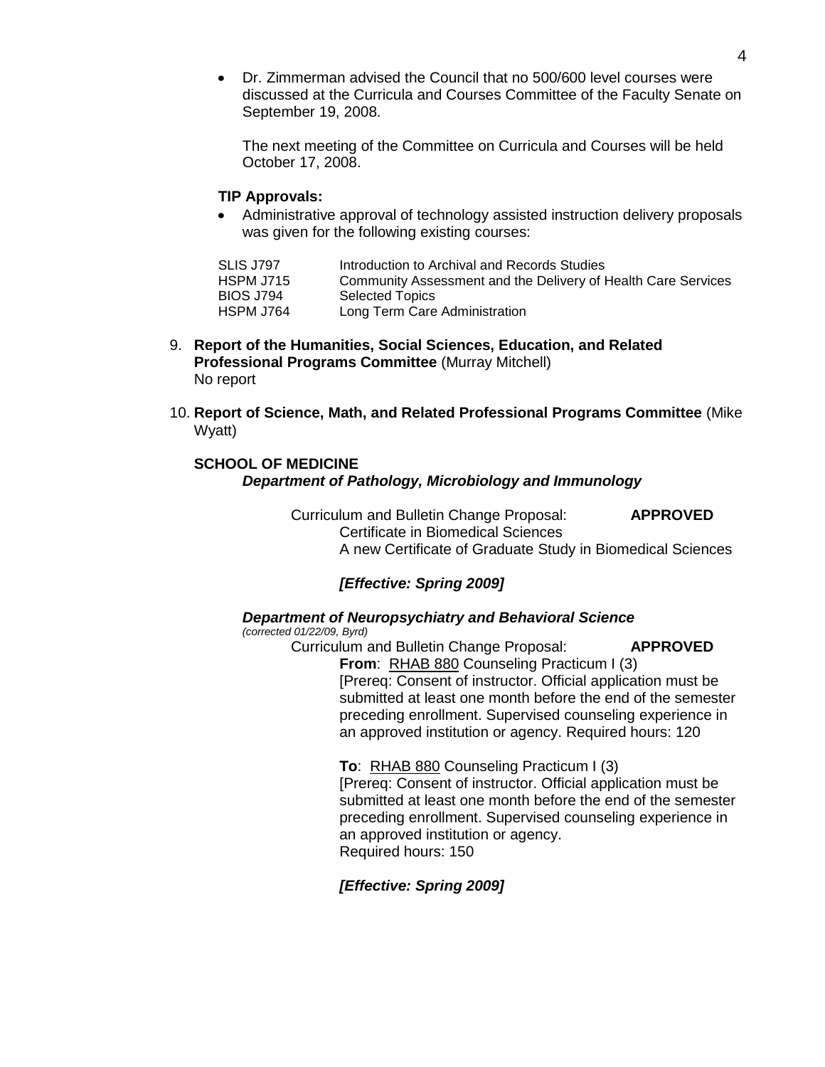- Dr. Zimmerman advised the Council that no 500/600 level courses were discussed at the Curricula and Courses Committee of the Faculty Senate on September 19, 2008.

  The next meeting of the Committee on Curricula and Courses will be held October 17, 2008.

**TIP Approvals:**

- Administrative approval of technology assisted instruction delivery proposals was given for the following existing courses:

| | |
|---|---|
| SLIS J797 | Introduction to Archival and Records Studies |
| HSPM J715 | Community Assessment and the Delivery of Health Care Services |
| BIOS J794 | Selected Topics |
| HSPM J764 | Long Term Care Administration |

9. **Report of the Humanities, Social Sciences, Education, and Related Professional Programs Committee** (Murray Mitchell)
   No report

10. **Report of Science, Math, and Related Professional Programs Committee** (Mike Wyatt)

**SCHOOL OF MEDICINE**

***Department of Pathology, Microbiology and Immunology***

Curriculum and Bulletin Change Proposal: **APPROVED**
Certificate in Biomedical Sciences
A new Certificate of Graduate Study in Biomedical Sciences

***[Effective: Spring 2009]***

***Department of Neuropsychiatry and Behavioral Science***
*(corrected 01/22/09, Byrd)*

Curriculum and Bulletin Change Proposal: **APPROVED**

**From**: RHAB 880 Counseling Practicum I (3)
[Prereq: Consent of instructor. Official application must be submitted at least one month before the end of the semester preceding enrollment. Supervised counseling experience in an approved institution or agency. Required hours: 120

**To**: RHAB 880 Counseling Practicum I (3)
[Prereq: Consent of instructor. Official application must be submitted at least one month before the end of the semester preceding enrollment. Supervised counseling experience in an approved institution or agency.
Required hours: 150

***[Effective: Spring 2009]***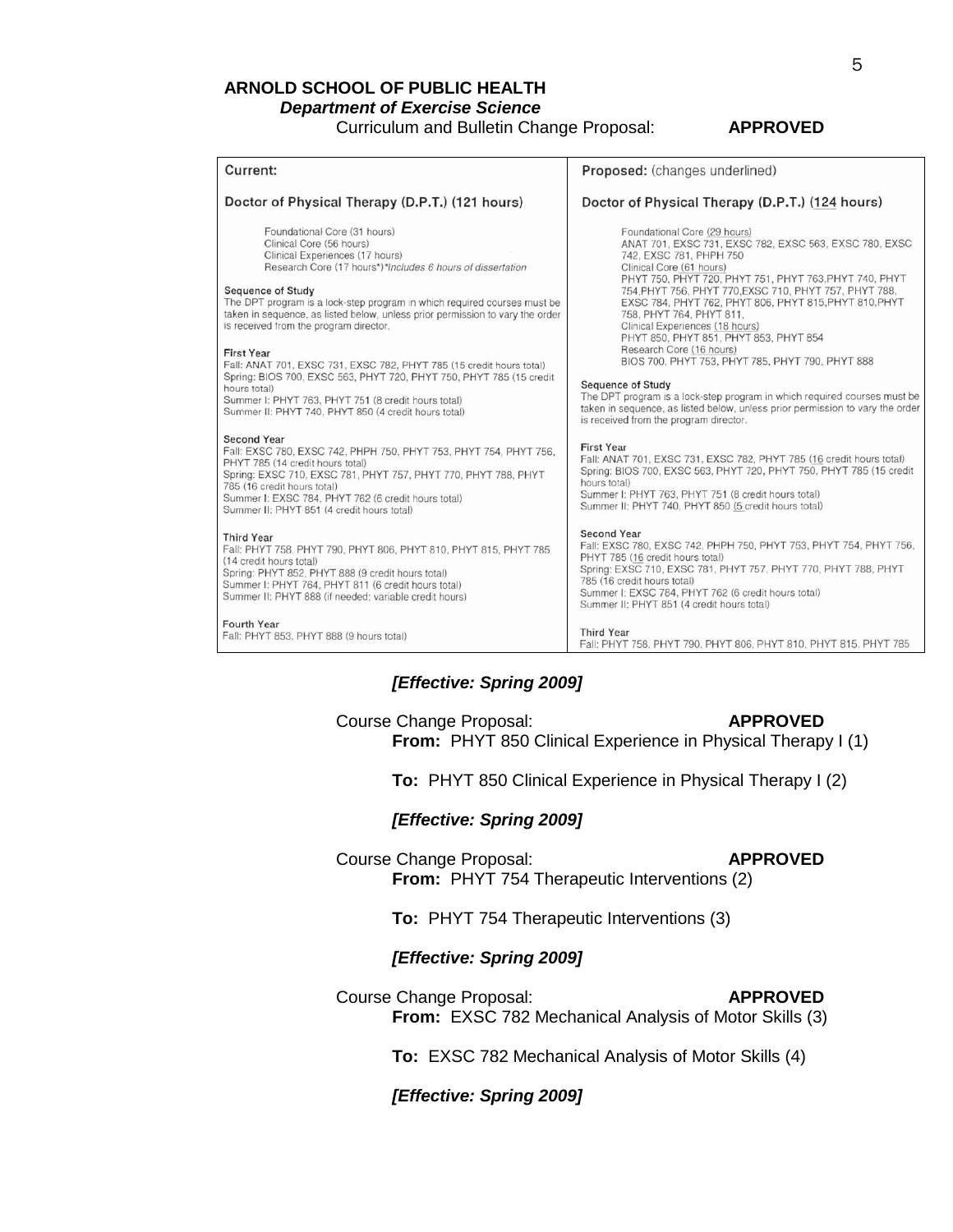**ARNOLD SCHOOL OF PUBLIC HEALTH**

***Department of Exercise Science***

Curriculum and Bulletin Change Proposal: **APPROVED**

| Current: | Proposed: (changes underlined) |
| --- | --- |
| **Doctor of Physical Therapy (D.P.T.) (121 hours)**<br><br>Foundational Core (31 hours)<br>Clinical Core (56 hours)<br>Clinical Experiences (17 hours)<br>Research Core (17 hours*)*Includes 6 hours of dissertation<br><br>**Sequence of Study**<br>The DPT program is a lock-step program in which required courses must be taken in sequence, as listed below, unless prior permission to vary the order is received from the program director.<br><br>**First Year**<br>Fall: ANAT 701, EXSC 731, EXSC 782, PHYT 785 (15 credit hours total)<br>Spring: BIOS 700, EXSC 563, PHYT 720, PHYT 750, PHYT 785 (15 credit hours total)<br>Summer I: PHYT 763, PHYT 751 (8 credit hours total)<br>Summer II: PHYT 740, PHYT 850 (4 credit hours total)<br><br>**Second Year**<br>Fall: EXSC 780, EXSC 742, PHPH 750, PHYT 753, PHYT 754, PHYT 756, PHYT 785 (14 credit hours total)<br>Spring: EXSC 710, EXSC 781, PHYT 757, PHYT 770, PHYT 788, PHYT 785 (16 credit hours total)<br>Summer I: EXSC 784, PHYT 762 (6 credit hours total)<br>Summer II: PHYT 851 (4 credit hours total)<br><br>**Third Year**<br>Fall: PHYT 758, PHYT 790, PHYT 806, PHYT 810, PHYT 815, PHYT 785 (14 credit hours total)<br>Spring: PHYT 852, PHYT 888 (9 credit hours total)<br>Summer I: PHYT 764, PHYT 811 (6 credit hours total)<br>Summer II: PHYT 888 (if needed; variable credit hours)<br><br>**Fourth Year**<br>Fall: PHYT 853, PHYT 888 (9 hours total) | **Doctor of Physical Therapy (D.P.T.) (<u>124</u> hours)**<br><br>Foundational Core (<u>29 hours</u>)<br>ANAT 701, EXSC 731, EXSC 782, EXSC 563, EXSC 780, EXSC 742, EXSC 781, PHPH 750<br>Clinical Core (<u>61 hours</u>)<br>PHYT 750, PHYT 720, PHYT 751, PHYT 763, PHYT 740, PHYT 754, PHYT 756, PHYT 770, EXSC 710, PHYT 757, PHYT 788, EXSC 784, PHYT 762, PHYT 806, PHYT 815, PHYT 810, PHYT 758, PHYT 764, PHYT 811,<br>Clinical Experiences (<u>18 hours</u>)<br>PHYT 850, PHYT 851, PHYT 853, PHYT 854<br>Research Core (<u>16 hours</u>)<br>BIOS 700, PHYT 753, PHYT 785, PHYT 790, PHYT 888<br><br>**Sequence of Study**<br>The DPT program is a lock-step program in which required courses must be taken in sequence, as listed below, unless prior permission to vary the order is received from the program director.<br><br>**First Year**<br>Fall: ANAT 701, EXSC 731, EXSC 782, PHYT 785 (<u>16</u> credit hours total)<br>Spring: BIOS 700, EXSC 563, PHYT 720, PHYT 750, PHYT 785 (15 credit hours total)<br>Summer I: PHYT 763, PHYT 751 (8 credit hours total)<br>Summer II: PHYT 740, PHYT 850 (<u>5</u> credit hours total)<br><br>**Second Year**<br>Fall: EXSC 780, EXSC 742, PHPH 750, PHYT 753, PHYT 754, PHYT 756, PHYT 785 (<u>16</u> credit hours total)<br>Spring: EXSC 710, EXSC 781, PHYT 757, PHYT 770, PHYT 788, PHYT 785 (16 credit hours total)<br>Summer I: EXSC 784, PHYT 762 (6 credit hours total)<br>Summer II: PHYT 851 (4 credit hours total)<br><br>**Third Year**<br>Fall: PHYT 758, PHYT 790, PHYT 806, PHYT 810, PHYT 815, PHYT 785 |

***[Effective: Spring 2009]***

Course Change Proposal: **APPROVED**

**From:** PHYT 850 Clinical Experience in Physical Therapy I (1)

**To:** PHYT 850 Clinical Experience in Physical Therapy I (2)

***[Effective: Spring 2009]***

Course Change Proposal: **APPROVED**

**From:** PHYT 754 Therapeutic Interventions (2)

**To:** PHYT 754 Therapeutic Interventions (3)

***[Effective: Spring 2009]***

Course Change Proposal: **APPROVED**

**From:** EXSC 782 Mechanical Analysis of Motor Skills (3)

**To:** EXSC 782 Mechanical Analysis of Motor Skills (4)

***[Effective: Spring 2009]***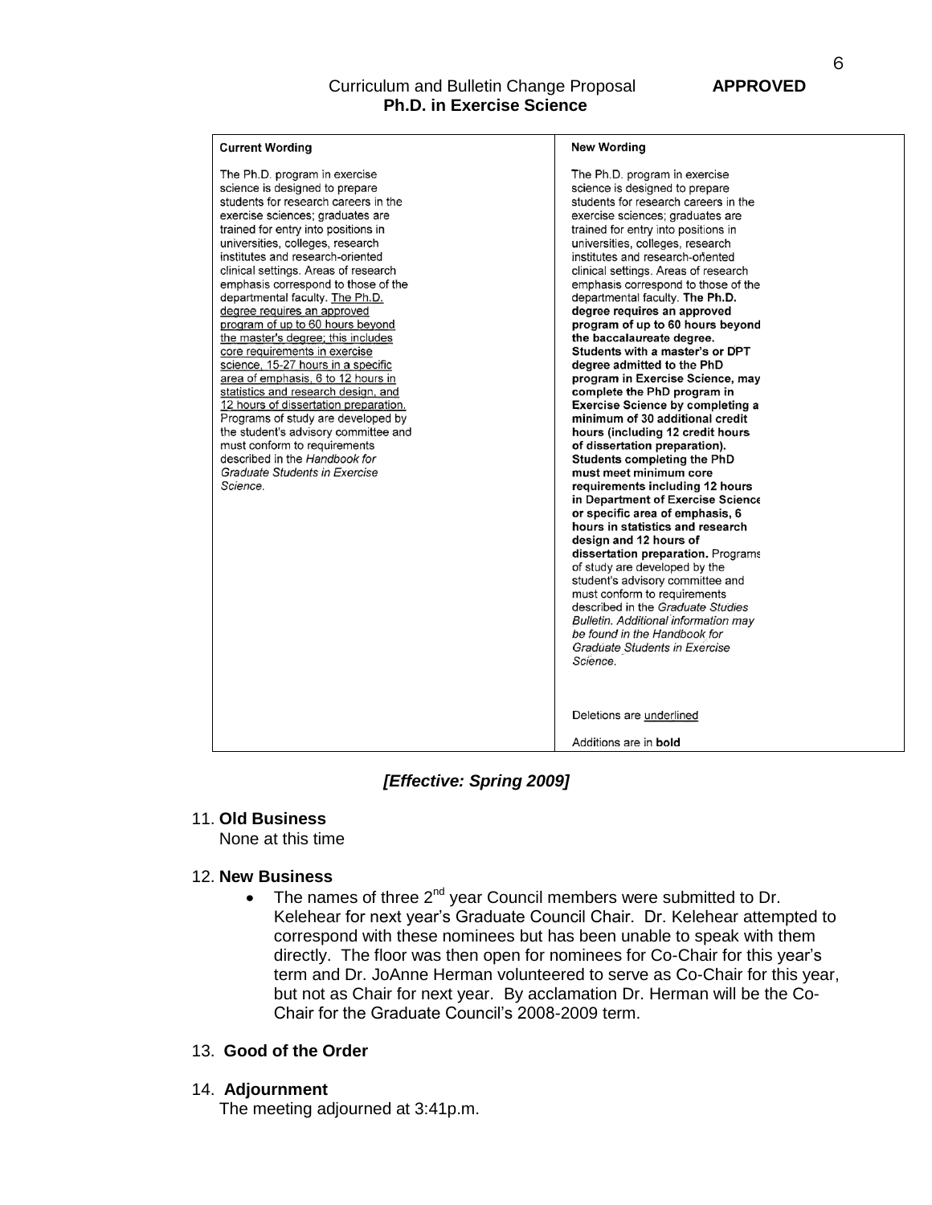Curriculum and Bulletin Change Proposal **APPROVED**
**Ph.D. in Exercise Science**

| **Current Wording** | **New Wording** |
|---|---|
| The Ph.D. program in exercise science is designed to prepare students for research careers in the exercise sciences; graduates are trained for entry into positions in universities, colleges, research institutes and research-oriented clinical settings. Areas of research emphasis correspond to those of the departmental faculty. <u>The Ph.D. degree requires an approved program of up to 60 hours beyond the master's degree; this includes core requirements in exercise science, 15-27 hours in a specific area of emphasis, 6 to 12 hours in statistics and research design, and 12 hours of dissertation preparation.</u> Programs of study are developed by the student's advisory committee and must conform to requirements described in the *Handbook for Graduate Students in Exercise Science.* | The Ph.D. program in exercise science is designed to prepare students for research careers in the exercise sciences; graduates are trained for entry into positions in universities, colleges, research institutes and research-oriented clinical settings. Areas of research emphasis correspond to those of the departmental faculty. **The Ph.D. degree requires an approved program of up to 60 hours beyond the baccalaureate degree. Students with a master's or DPT degree admitted to the PhD program in Exercise Science, may complete the PhD program in Exercise Science by completing a minimum of 30 additional credit hours (including 12 credit hours of dissertation preparation). Students completing the PhD must meet minimum core requirements including 12 hours in Department of Exercise Science or specific area of emphasis, 6 hours in statistics and research design and 12 hours of dissertation preparation.** Programs of study are developed by the student's advisory committee and must conform to requirements described in the *Graduate Studies Bulletin*. Additional information may be found in the *Handbook for Graduate Students in Exercise Science.*<br><br>Deletions are <u>underlined</u><br><br>Additions are in **bold** |

***[Effective: Spring 2009]***

11. **Old Business**
    None at this time

12. **New Business**
    - The names of three 2nd year Council members were submitted to Dr. Kelehear for next year's Graduate Council Chair. Dr. Kelehear attempted to correspond with these nominees but has been unable to speak with them directly. The floor was then open for nominees for Co-Chair for this year's term and Dr. JoAnne Herman volunteered to serve as Co-Chair for this year, but not as Chair for next year. By acclamation Dr. Herman will be the Co-Chair for the Graduate Council's 2008-2009 term.

13. **Good of the Order**

14. **Adjournment**
    The meeting adjourned at 3:41p.m.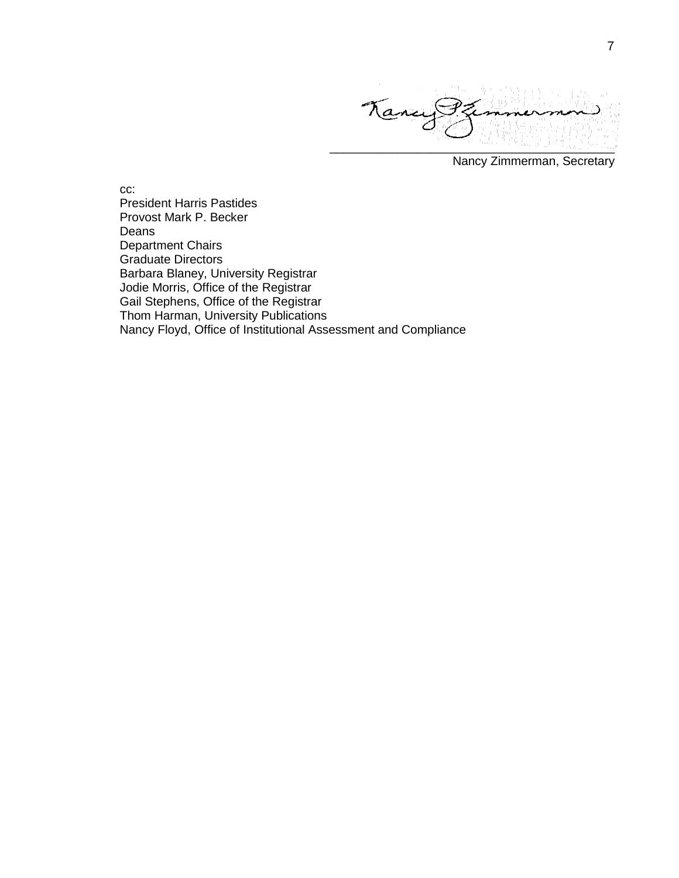Nancy Zimmerman, Secretary

cc:
President Harris Pastides
Provost Mark P. Becker
Deans
Department Chairs
Graduate Directors
Barbara Blaney, University Registrar
Jodie Morris, Office of the Registrar
Gail Stephens, Office of the Registrar
Thom Harman, University Publications
Nancy Floyd, Office of Institutional Assessment and Compliance